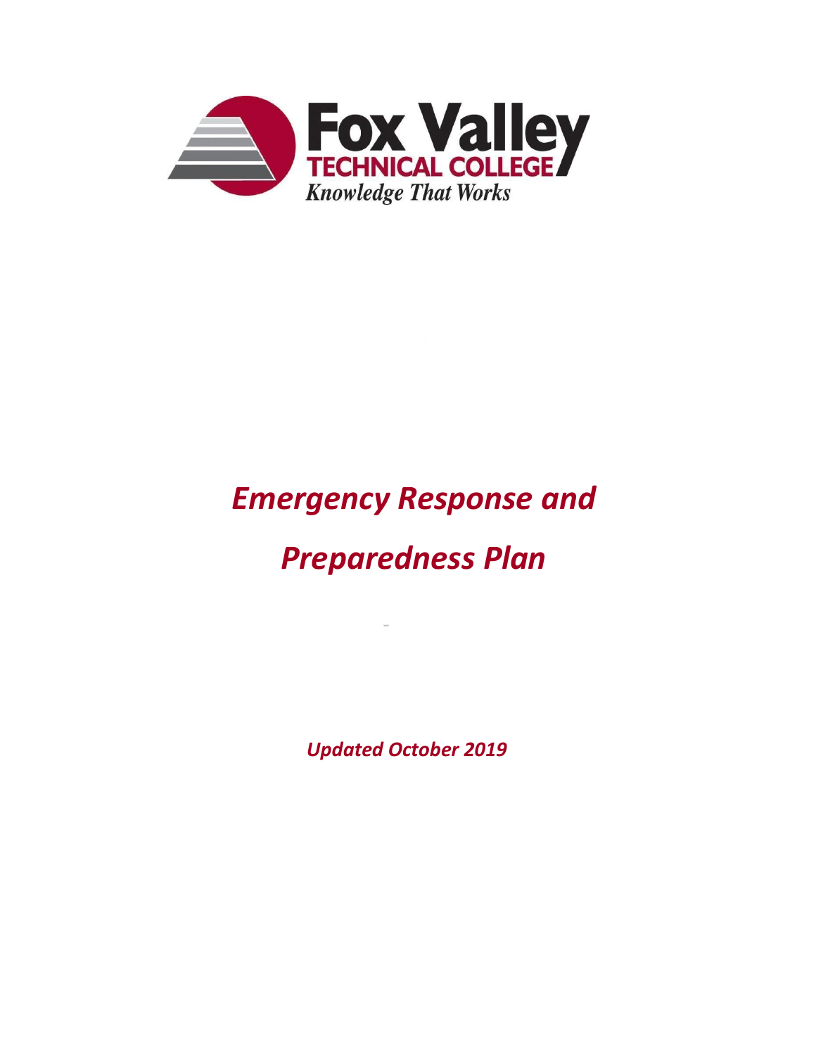Fox Valley
TECHNICAL COLLEGE
*Knowledge That Works*

# *Emergency Response and Preparedness Plan*

***Updated October 2019***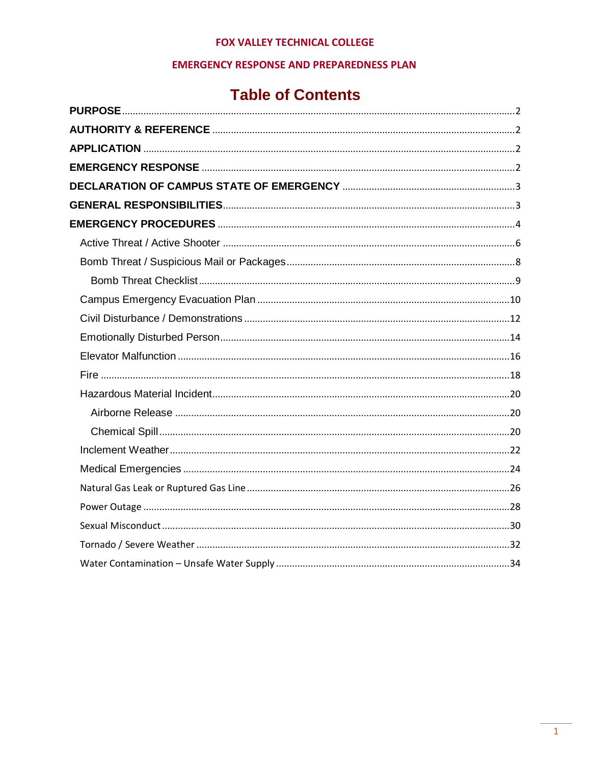**FOX VALLEY TECHNICAL COLLEGE**

**EMERGENCY RESPONSE AND PREPAREDNESS PLAN**

# Table of Contents

**PURPOSE** .......... 2

**AUTHORITY & REFERENCE** .......... 2

**APPLICATION** .......... 2

**EMERGENCY RESPONSE** .......... 2

**DECLARATION OF CAMPUS STATE OF EMERGENCY** .......... 3

**GENERAL RESPONSIBILITIES** .......... 3

**EMERGENCY PROCEDURES** .......... 4

- Active Threat / Active Shooter .......... 6
- Bomb Threat / Suspicious Mail or Packages .......... 8
  - Bomb Threat Checklist .......... 9
- Campus Emergency Evacuation Plan .......... 10
- Civil Disturbance / Demonstrations .......... 12
- Emotionally Disturbed Person .......... 14
- Elevator Malfunction .......... 16
- Fire .......... 18
- Hazardous Material Incident .......... 20
  - Airborne Release .......... 20
  - Chemical Spill .......... 20
- Inclement Weather .......... 22
- Medical Emergencies .......... 24
- Natural Gas Leak or Ruptured Gas Line .......... 26
- Power Outage .......... 28
- Sexual Misconduct .......... 30
- Tornado / Severe Weather .......... 32
- Water Contamination – Unsafe Water Supply .......... 34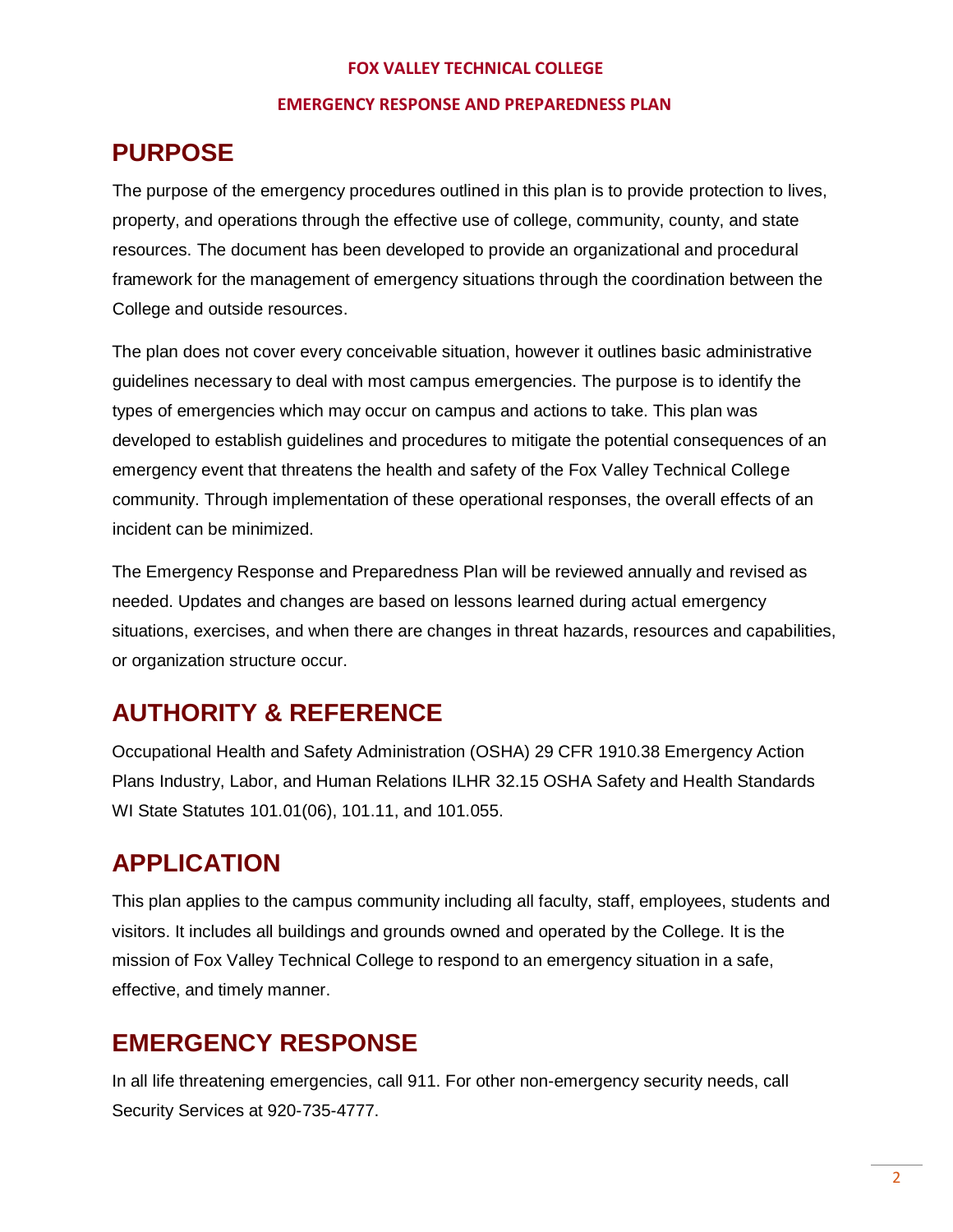FOX VALLEY TECHNICAL COLLEGE

EMERGENCY RESPONSE AND PREPAREDNESS PLAN

# PURPOSE

The purpose of the emergency procedures outlined in this plan is to provide protection to lives, property, and operations through the effective use of college, community, county, and state resources. The document has been developed to provide an organizational and procedural framework for the management of emergency situations through the coordination between the College and outside resources.

The plan does not cover every conceivable situation, however it outlines basic administrative guidelines necessary to deal with most campus emergencies. The purpose is to identify the types of emergencies which may occur on campus and actions to take. This plan was developed to establish guidelines and procedures to mitigate the potential consequences of an emergency event that threatens the health and safety of the Fox Valley Technical College community. Through implementation of these operational responses, the overall effects of an incident can be minimized.

The Emergency Response and Preparedness Plan will be reviewed annually and revised as needed. Updates and changes are based on lessons learned during actual emergency situations, exercises, and when there are changes in threat hazards, resources and capabilities, or organization structure occur.

# AUTHORITY & REFERENCE

Occupational Health and Safety Administration (OSHA) 29 CFR 1910.38 Emergency Action Plans Industry, Labor, and Human Relations ILHR 32.15 OSHA Safety and Health Standards WI State Statutes 101.01(06), 101.11, and 101.055.

# APPLICATION

This plan applies to the campus community including all faculty, staff, employees, students and visitors. It includes all buildings and grounds owned and operated by the College. It is the mission of Fox Valley Technical College to respond to an emergency situation in a safe, effective, and timely manner.

# EMERGENCY RESPONSE

In all life threatening emergencies, call 911. For other non-emergency security needs, call Security Services at 920-735-4777.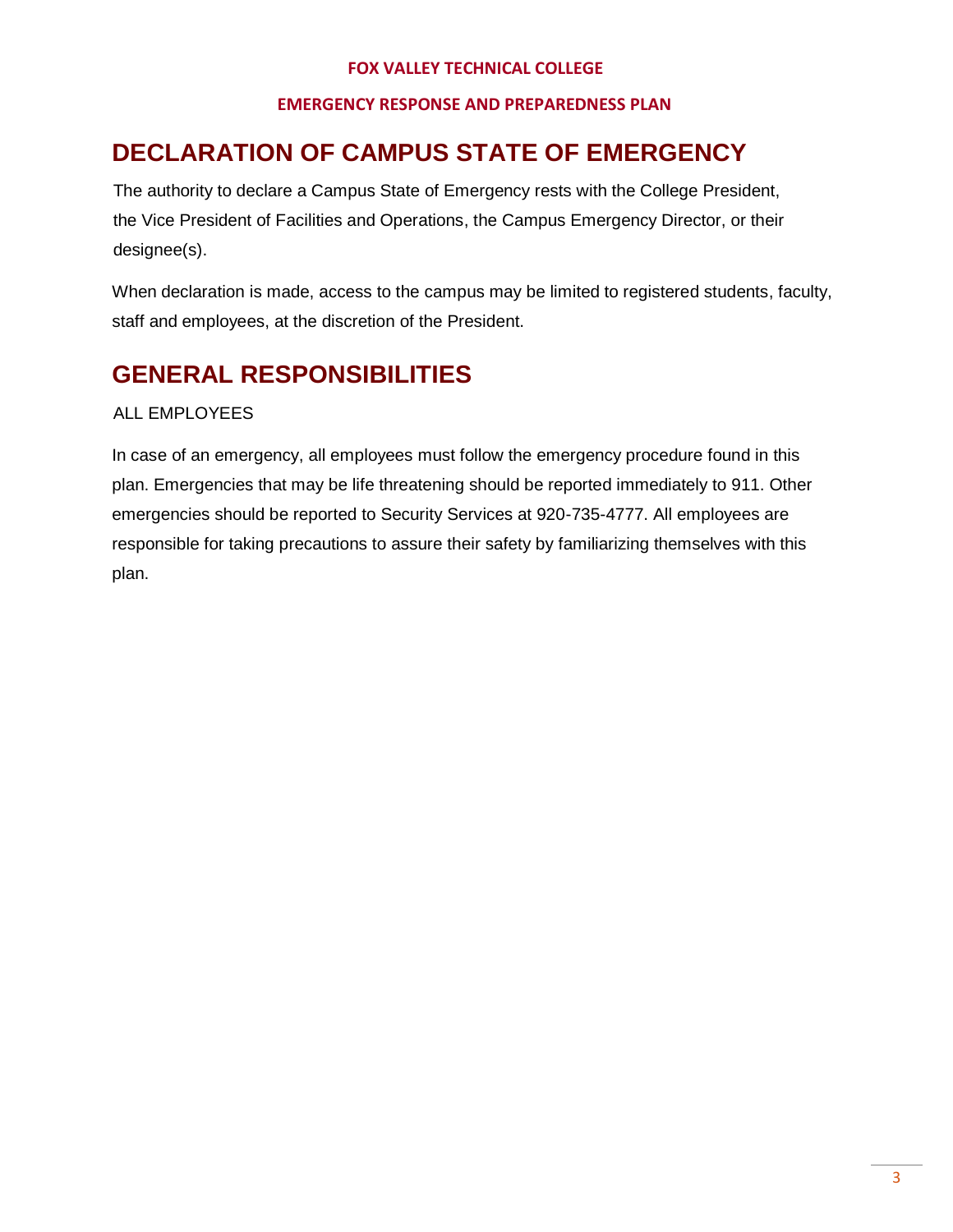# DECLARATION OF CAMPUS STATE OF EMERGENCY

The authority to declare a Campus State of Emergency rests with the College President, the Vice President of Facilities and Operations, the Campus Emergency Director, or their designee(s).

When declaration is made, access to the campus may be limited to registered students, faculty, staff and employees, at the discretion of the President.

# GENERAL RESPONSIBILITIES

ALL EMPLOYEES

In case of an emergency, all employees must follow the emergency procedure found in this plan. Emergencies that may be life threatening should be reported immediately to 911. Other emergencies should be reported to Security Services at 920-735-4777. All employees are responsible for taking precautions to assure their safety by familiarizing themselves with this plan.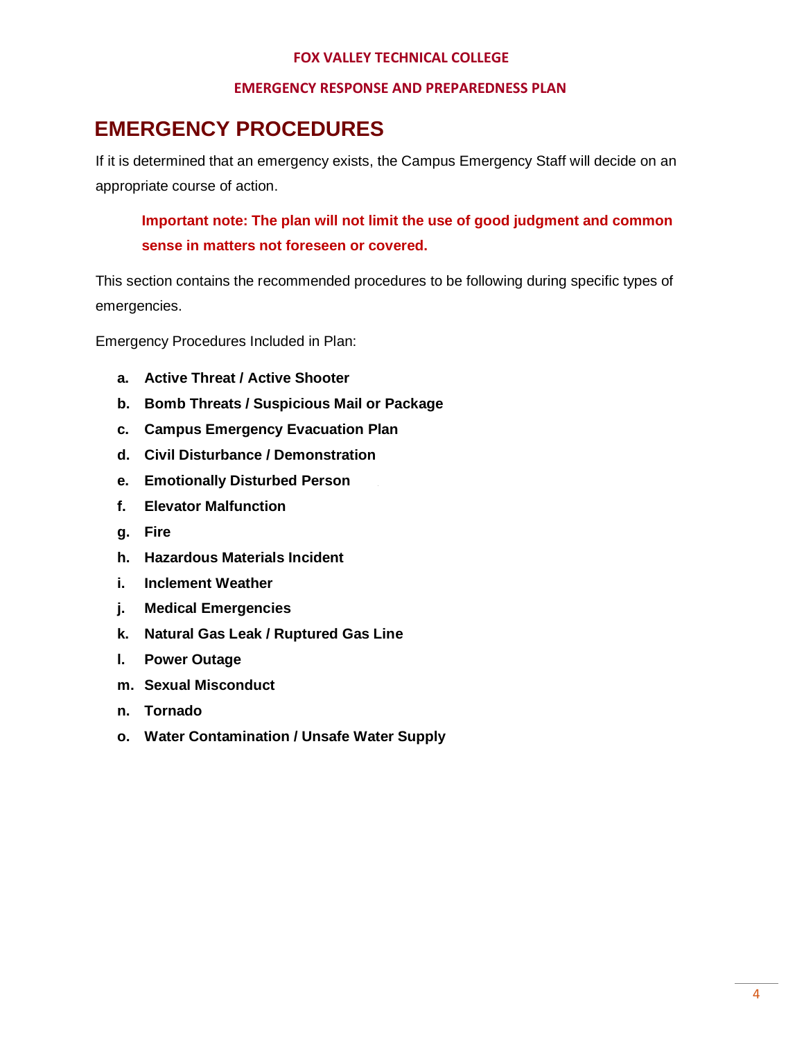# EMERGENCY PROCEDURES

If it is determined that an emergency exists, the Campus Emergency Staff will decide on an appropriate course of action.

> **Important note: The plan will not limit the use of good judgment and common sense in matters not foreseen or covered.**

This section contains the recommended procedures to be following during specific types of emergencies.

Emergency Procedures Included in Plan:

- **a. Active Threat / Active Shooter**
- **b. Bomb Threats / Suspicious Mail or Package**
- **c. Campus Emergency Evacuation Plan**
- **d. Civil Disturbance / Demonstration**
- **e. Emotionally Disturbed Person**
- **f. Elevator Malfunction**
- **g. Fire**
- **h. Hazardous Materials Incident**
- **i. Inclement Weather**
- **j. Medical Emergencies**
- **k. Natural Gas Leak / Ruptured Gas Line**
- **l. Power Outage**
- **m. Sexual Misconduct**
- **n. Tornado**
- **o. Water Contamination / Unsafe Water Supply**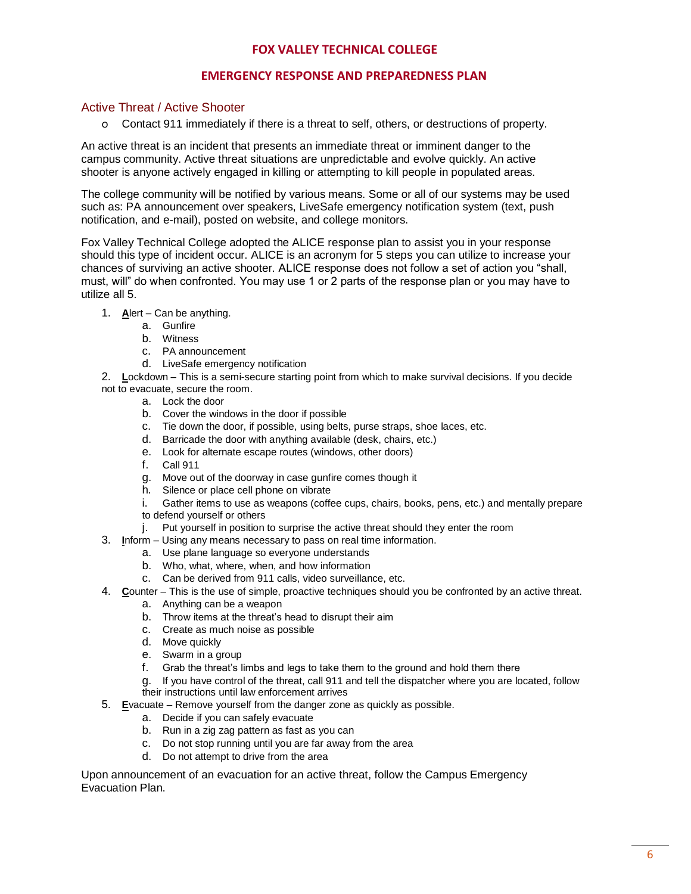# FOX VALLEY TECHNICAL COLLEGE

## EMERGENCY RESPONSE AND PREPAREDNESS PLAN

### Active Threat / Active Shooter

- Contact 911 immediately if there is a threat to self, others, or destructions of property.

An active threat is an incident that presents an immediate threat or imminent danger to the campus community. Active threat situations are unpredictable and evolve quickly. An active shooter is anyone actively engaged in killing or attempting to kill people in populated areas.

The college community will be notified by various means. Some or all of our systems may be used such as: PA announcement over speakers, LiveSafe emergency notification system (text, push notification, and e-mail), posted on website, and college monitors.

Fox Valley Technical College adopted the ALICE response plan to assist you in your response should this type of incident occur. ALICE is an acronym for 5 steps you can utilize to increase your chances of surviving an active shooter. ALICE response does not follow a set of action you "shall, must, will" do when confronted. You may use 1 or 2 parts of the response plan or you may have to utilize all 5.

1. **A**lert – Can be anything.
   a. Gunfire
   b. Witness
   c. PA announcement
   d. LiveSafe emergency notification
2. **L**ockdown – This is a semi-secure starting point from which to make survival decisions. If you decide not to evacuate, secure the room.
   a. Lock the door
   b. Cover the windows in the door if possible
   c. Tie down the door, if possible, using belts, purse straps, shoe laces, etc.
   d. Barricade the door with anything available (desk, chairs, etc.)
   e. Look for alternate escape routes (windows, other doors)
   f. Call 911
   g. Move out of the doorway in case gunfire comes though it
   h. Silence or place cell phone on vibrate
   i. Gather items to use as weapons (coffee cups, chairs, books, pens, etc.) and mentally prepare to defend yourself or others
   j. Put yourself in position to surprise the active threat should they enter the room
3. **I**nform – Using any means necessary to pass on real time information.
   a. Use plane language so everyone understands
   b. Who, what, where, when, and how information
   c. Can be derived from 911 calls, video surveillance, etc.
4. **C**ounter – This is the use of simple, proactive techniques should you be confronted by an active threat.
   a. Anything can be a weapon
   b. Throw items at the threat's head to disrupt their aim
   c. Create as much noise as possible
   d. Move quickly
   e. Swarm in a group
   f. Grab the threat's limbs and legs to take them to the ground and hold them there
   g. If you have control of the threat, call 911 and tell the dispatcher where you are located, follow their instructions until law enforcement arrives
5. **E**vacuate – Remove yourself from the danger zone as quickly as possible.
   a. Decide if you can safely evacuate
   b. Run in a zig zag pattern as fast as you can
   c. Do not stop running until you are far away from the area
   d. Do not attempt to drive from the area

Upon announcement of an evacuation for an active threat, follow the Campus Emergency Evacuation Plan.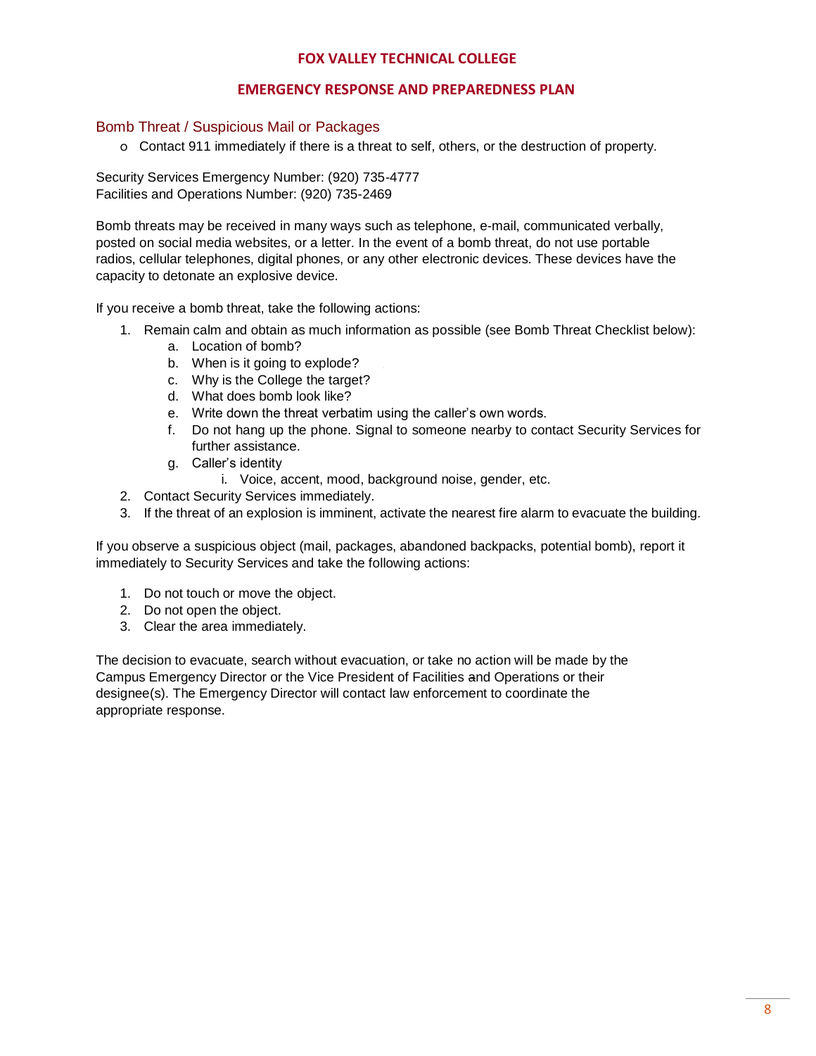# FOX VALLEY TECHNICAL COLLEGE

## EMERGENCY RESPONSE AND PREPAREDNESS PLAN

### Bomb Threat / Suspicious Mail or Packages

- Contact 911 immediately if there is a threat to self, others, or the destruction of property.

Security Services Emergency Number: (920) 735-4777
Facilities and Operations Number: (920) 735-2469

Bomb threats may be received in many ways such as telephone, e-mail, communicated verbally, posted on social media websites, or a letter. In the event of a bomb threat, do not use portable radios, cellular telephones, digital phones, or any other electronic devices. These devices have the capacity to detonate an explosive device.

If you receive a bomb threat, take the following actions:

1. Remain calm and obtain as much information as possible (see Bomb Threat Checklist below):
   a. Location of bomb?
   b. When is it going to explode?
   c. Why is the College the target?
   d. What does bomb look like?
   e. Write down the threat verbatim using the caller's own words.
   f. Do not hang up the phone. Signal to someone nearby to contact Security Services for further assistance.
   g. Caller's identity
      i. Voice, accent, mood, background noise, gender, etc.
2. Contact Security Services immediately.
3. If the threat of an explosion is imminent, activate the nearest fire alarm to evacuate the building.

If you observe a suspicious object (mail, packages, abandoned backpacks, potential bomb), report it immediately to Security Services and take the following actions:

1. Do not touch or move the object.
2. Do not open the object.
3. Clear the area immediately.

The decision to evacuate, search without evacuation, or take no action will be made by the Campus Emergency Director or the Vice President of Facilities and Operations or their designee(s). The Emergency Director will contact law enforcement to coordinate the appropriate response.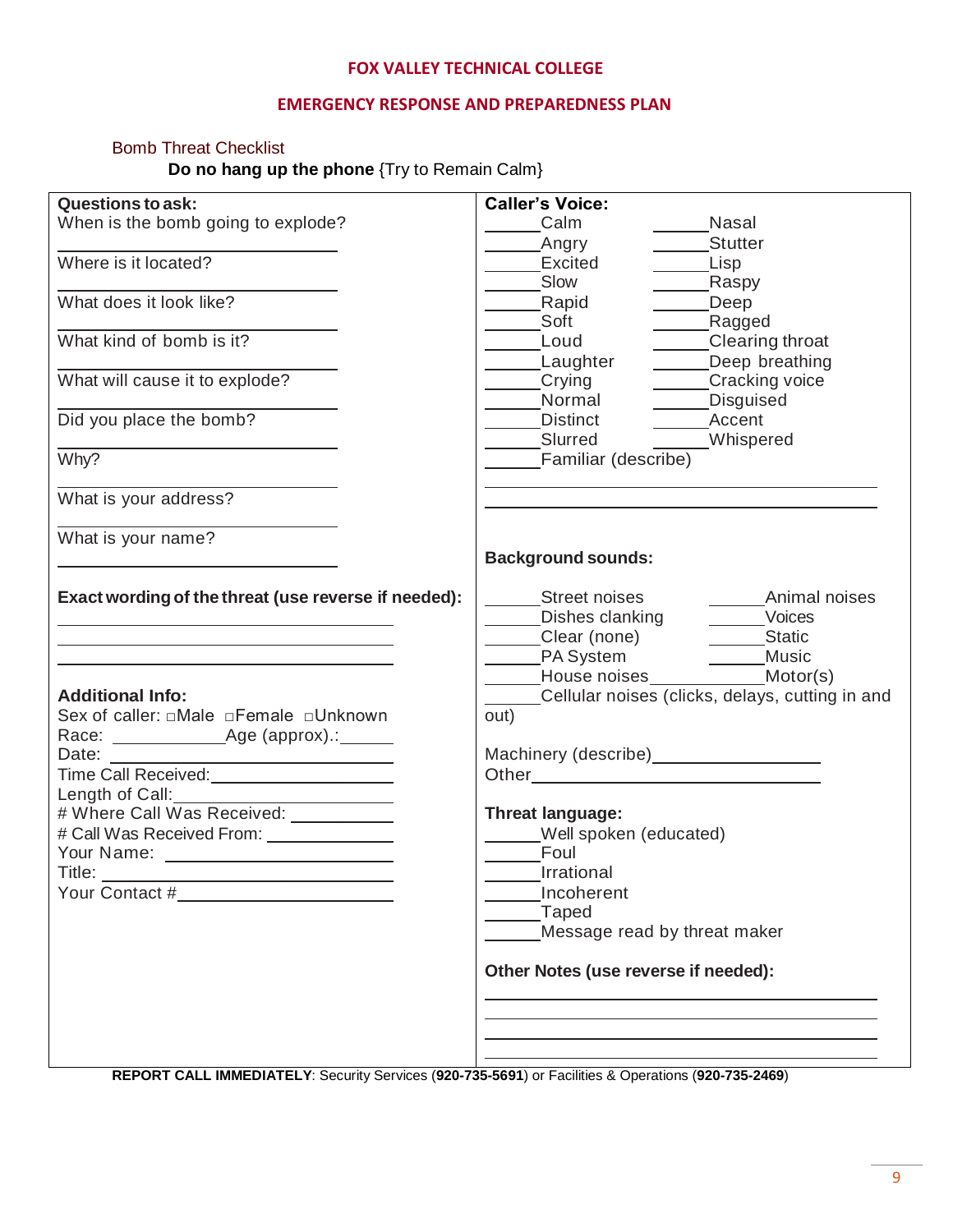FOX VALLEY TECHNICAL COLLEGE

EMERGENCY RESPONSE AND PREPAREDNESS PLAN

Bomb Threat Checklist

**Do no hang up the phone** {Try to Remain Calm}

**Questions to ask:**

When is the bomb going to explode? ____________________

Where is it located? ____________________

What does it look like? ____________________

What kind of bomb is it? ____________________

What will cause it to explode? ____________________

Did you place the bomb? ____________________

Why? ____________________

What is your address? ____________________

What is your name? ____________________

**Exact wording of the threat (use reverse if needed):**

____________________

____________________

____________________

**Additional Info:**

Sex of caller: □Male □Female □Unknown

Race: ____________ Age (approx).: ______

Date: ____________________

Time Call Received: ____________________

Length of Call: ____________________

# Where Call Was Received: ____________

# Call Was Received From: ____________

Your Name: ____________________

Title: ____________________

Your Contact # ____________________

**Caller's Voice:**

______Calm ______Nasal

______Angry ______Stutter

______Excited ______Lisp

______Slow ______Raspy

______Rapid ______Deep

______Soft ______Ragged

______Loud ______Clearing throat

______Laughter ______Deep breathing

______Crying ______Cracking voice

______Normal ______Disguised

______Distinct ______Accent

______Slurred ______Whispered

______Familiar (describe)

____________________

____________________

**Background sounds:**

______Street noises ______Animal noises

______Dishes clanking ______Voices

______Clear (none) ______Static

______PA System ______Music

______House noises ______Motor(s)

______Cellular noises (clicks, delays, cutting in and out)

Machinery (describe)____________________

Other____________________

**Threat language:**

______Well spoken (educated)

______Foul

______Irrational

______Incoherent

______Taped

______Message read by threat maker

**Other Notes (use reverse if needed):**

____________________

____________________

____________________

____________________

**REPORT CALL IMMEDIATELY**: Security Services (**920-735-5691**) or Facilities & Operations (**920-735-2469**)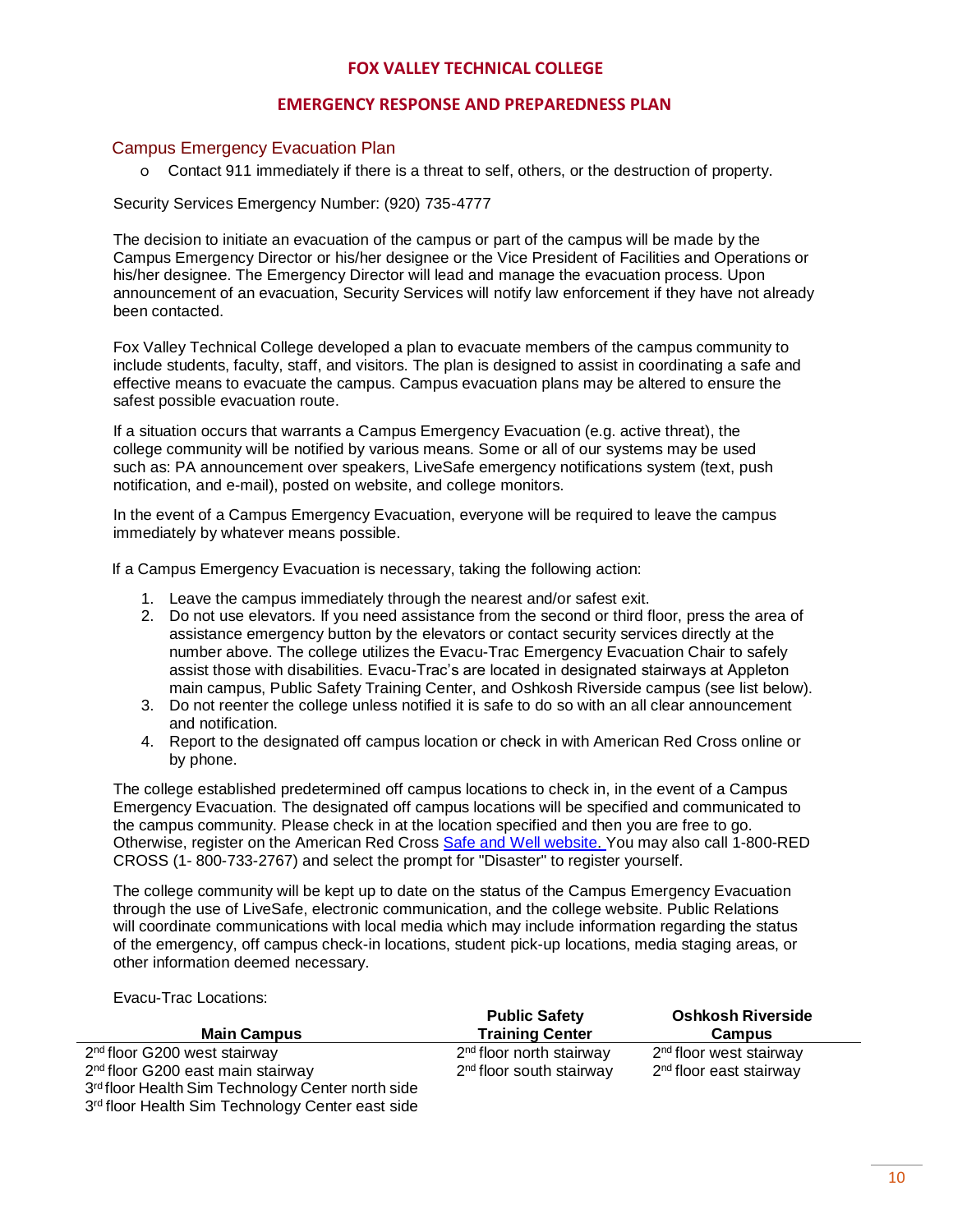## Campus Emergency Evacuation Plan

- Contact 911 immediately if there is a threat to self, others, or the destruction of property.

Security Services Emergency Number: (920) 735-4777

The decision to initiate an evacuation of the campus or part of the campus will be made by the Campus Emergency Director or his/her designee or the Vice President of Facilities and Operations or his/her designee. The Emergency Director will lead and manage the evacuation process. Upon announcement of an evacuation, Security Services will notify law enforcement if they have not already been contacted.

Fox Valley Technical College developed a plan to evacuate members of the campus community to include students, faculty, staff, and visitors. The plan is designed to assist in coordinating a safe and effective means to evacuate the campus. Campus evacuation plans may be altered to ensure the safest possible evacuation route.

If a situation occurs that warrants a Campus Emergency Evacuation (e.g. active threat), the college community will be notified by various means. Some or all of our systems may be used such as: PA announcement over speakers, LiveSafe emergency notifications system (text, push notification, and e-mail), posted on website, and college monitors.

In the event of a Campus Emergency Evacuation, everyone will be required to leave the campus immediately by whatever means possible.

If a Campus Emergency Evacuation is necessary, taking the following action:

1. Leave the campus immediately through the nearest and/or safest exit.
2. Do not use elevators. If you need assistance from the second or third floor, press the area of assistance emergency button by the elevators or contact security services directly at the number above. The college utilizes the Evacu-Trac Emergency Evacuation Chair to safely assist those with disabilities. Evacu-Trac's are located in designated stairways at Appleton main campus, Public Safety Training Center, and Oshkosh Riverside campus (see list below).
3. Do not reenter the college unless notified it is safe to do so with an all clear announcement and notification.
4. Report to the designated off campus location or check in with American Red Cross online or by phone.

The college established predetermined off campus locations to check in, in the event of a Campus Emergency Evacuation. The designated off campus locations will be specified and communicated to the campus community. Please check in at the location specified and then you are free to go. Otherwise, register on the American Red Cross Safe and Well website. You may also call 1-800-RED CROSS (1- 800-733-2767) and select the prompt for "Disaster" to register yourself.

The college community will be kept up to date on the status of the Campus Emergency Evacuation through the use of LiveSafe, electronic communication, and the college website. Public Relations will coordinate communications with local media which may include information regarding the status of the emergency, off campus check-in locations, student pick-up locations, media staging areas, or other information deemed necessary.

Evacu-Trac Locations:

| Main Campus | Public Safety Training Center | Oshkosh Riverside Campus |
|---|---|---|
| 2nd floor G200 west stairway | 2nd floor north stairway | 2nd floor west stairway |
| 2nd floor G200 east main stairway | 2nd floor south stairway | 2nd floor east stairway |
| 3rd floor Health Sim Technology Center north side | | |
| 3rd floor Health Sim Technology Center east side | | |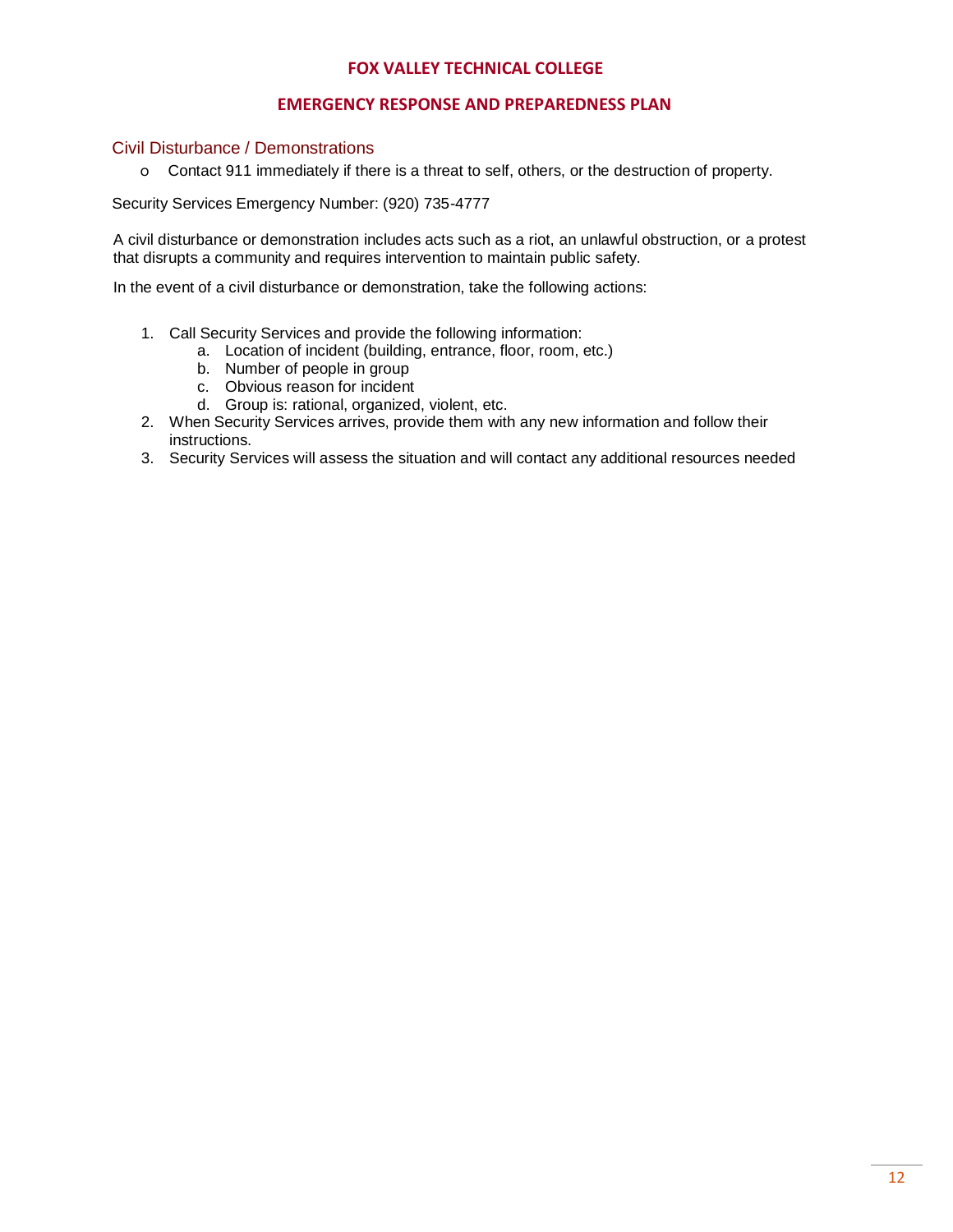## Civil Disturbance / Demonstrations

- Contact 911 immediately if there is a threat to self, others, or the destruction of property.

Security Services Emergency Number: (920) 735-4777

A civil disturbance or demonstration includes acts such as a riot, an unlawful obstruction, or a protest that disrupts a community and requires intervention to maintain public safety.

In the event of a civil disturbance or demonstration, take the following actions:

1. Call Security Services and provide the following information:
   a. Location of incident (building, entrance, floor, room, etc.)
   b. Number of people in group
   c. Obvious reason for incident
   d. Group is: rational, organized, violent, etc.
2. When Security Services arrives, provide them with any new information and follow their instructions.
3. Security Services will assess the situation and will contact any additional resources needed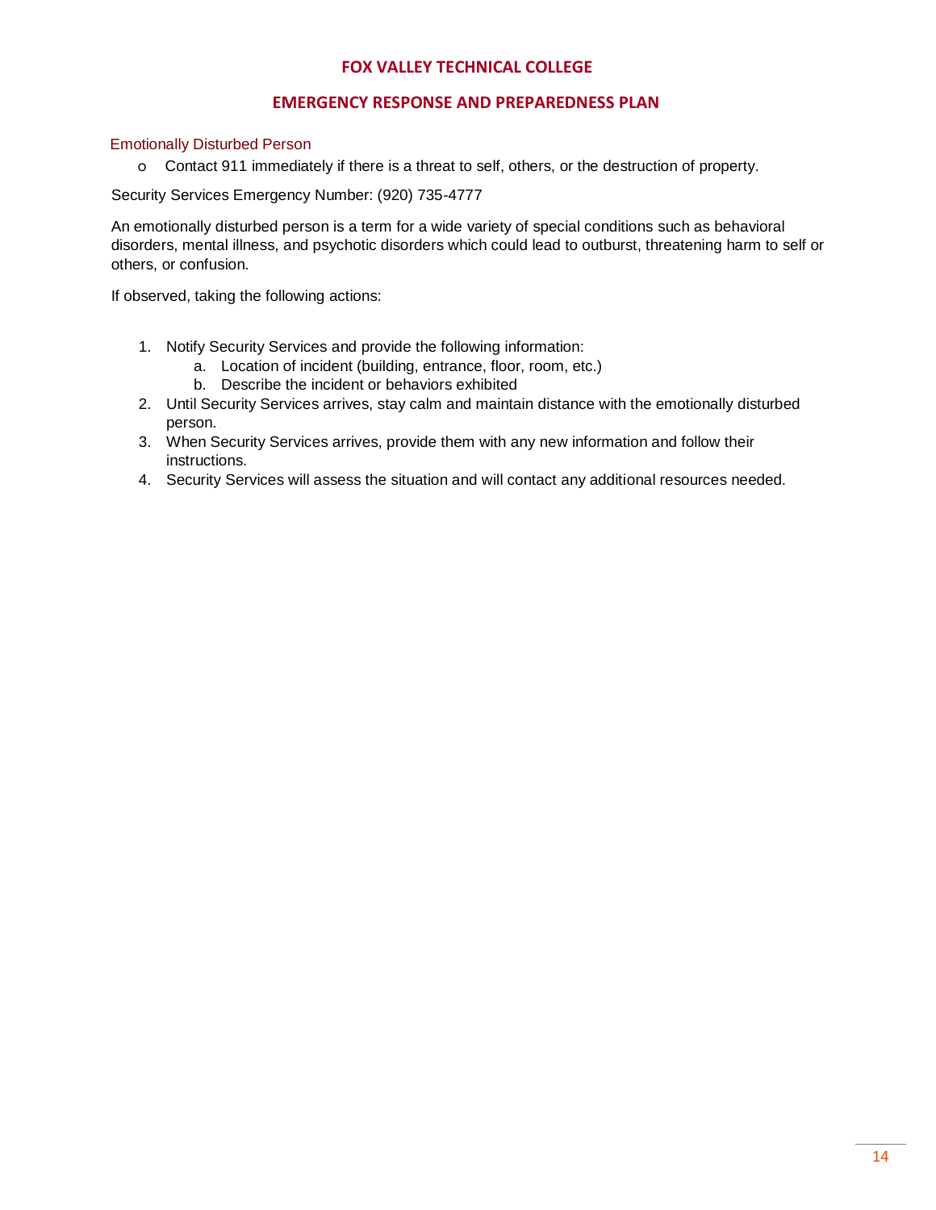## Emotionally Disturbed Person

- Contact 911 immediately if there is a threat to self, others, or the destruction of property.

Security Services Emergency Number: (920) 735-4777

An emotionally disturbed person is a term for a wide variety of special conditions such as behavioral disorders, mental illness, and psychotic disorders which could lead to outburst, threatening harm to self or others, or confusion.

If observed, taking the following actions:

1. Notify Security Services and provide the following information:
   a. Location of incident (building, entrance, floor, room, etc.)
   b. Describe the incident or behaviors exhibited
2. Until Security Services arrives, stay calm and maintain distance with the emotionally disturbed person.
3. When Security Services arrives, provide them with any new information and follow their instructions.
4. Security Services will assess the situation and will contact any additional resources needed.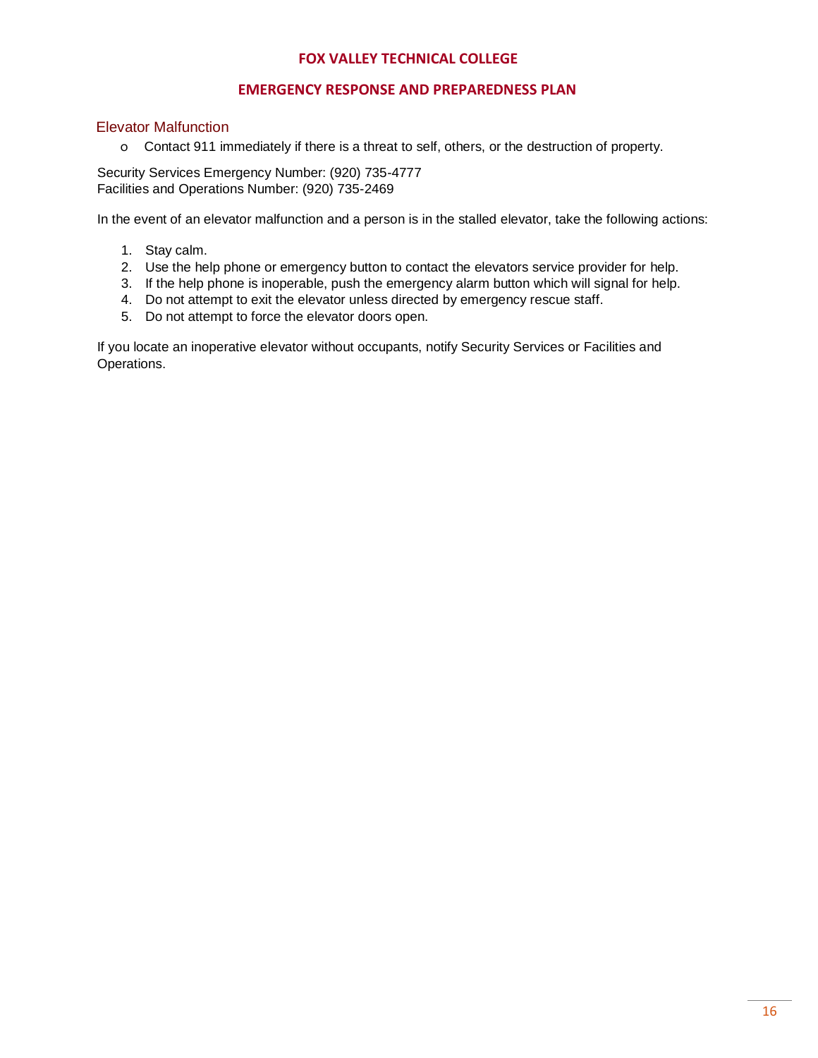## Elevator Malfunction

- Contact 911 immediately if there is a threat to self, others, or the destruction of property.

Security Services Emergency Number: (920) 735-4777
Facilities and Operations Number: (920) 735-2469

In the event of an elevator malfunction and a person is in the stalled elevator, take the following actions:

1. Stay calm.
2. Use the help phone or emergency button to contact the elevators service provider for help.
3. If the help phone is inoperable, push the emergency alarm button which will signal for help.
4. Do not attempt to exit the elevator unless directed by emergency rescue staff.
5. Do not attempt to force the elevator doors open.

If you locate an inoperative elevator without occupants, notify Security Services or Facilities and Operations.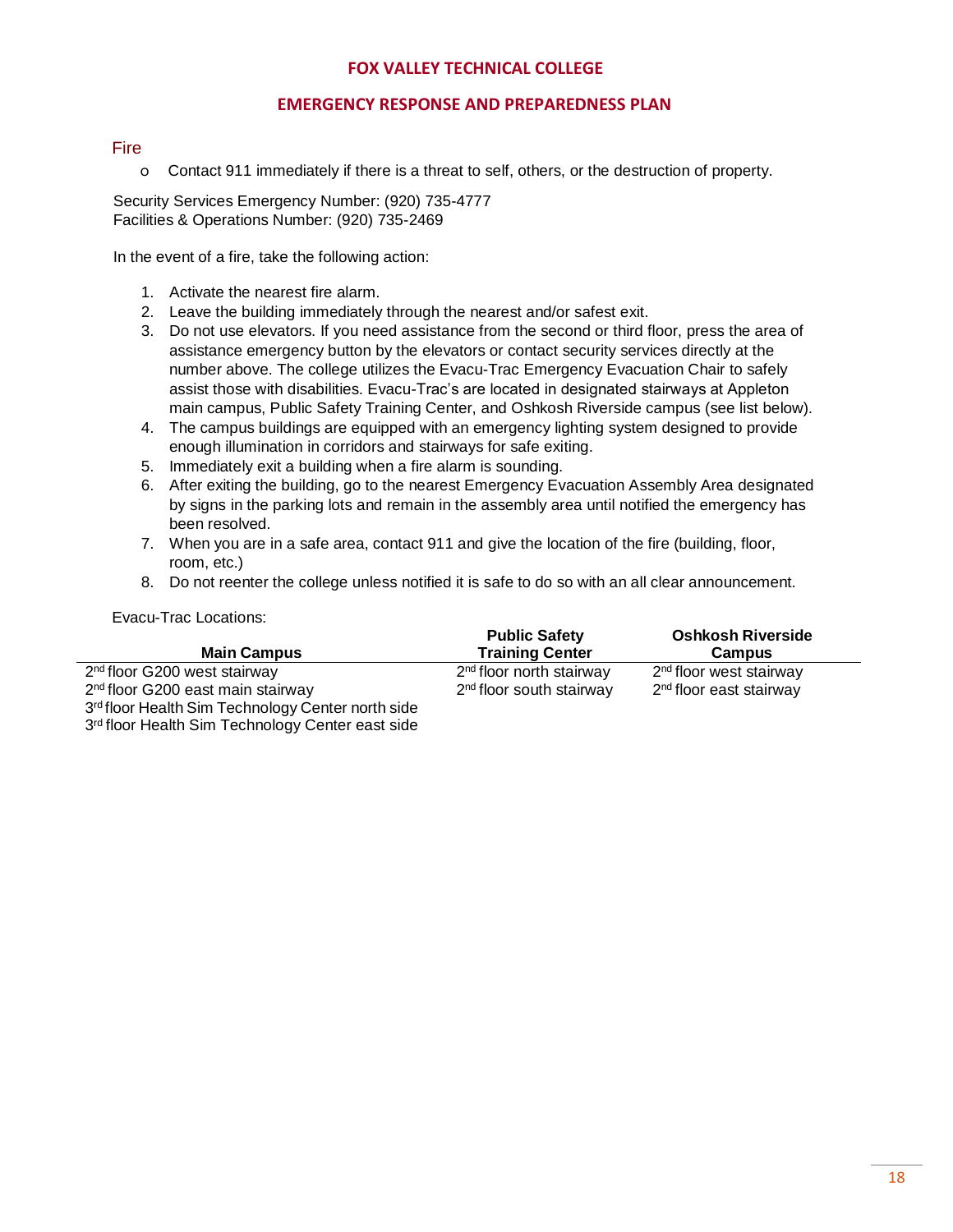## Fire

- Contact 911 immediately if there is a threat to self, others, or the destruction of property.

Security Services Emergency Number: (920) 735-4777
Facilities & Operations Number: (920) 735-2469

In the event of a fire, take the following action:

1. Activate the nearest fire alarm.
2. Leave the building immediately through the nearest and/or safest exit.
3. Do not use elevators. If you need assistance from the second or third floor, press the area of assistance emergency button by the elevators or contact security services directly at the number above. The college utilizes the Evacu-Trac Emergency Evacuation Chair to safely assist those with disabilities. Evacu-Trac's are located in designated stairways at Appleton main campus, Public Safety Training Center, and Oshkosh Riverside campus (see list below).
4. The campus buildings are equipped with an emergency lighting system designed to provide enough illumination in corridors and stairways for safe exiting.
5. Immediately exit a building when a fire alarm is sounding.
6. After exiting the building, go to the nearest Emergency Evacuation Assembly Area designated by signs in the parking lots and remain in the assembly area until notified the emergency has been resolved.
7. When you are in a safe area, contact 911 and give the location of the fire (building, floor, room, etc.)
8. Do not reenter the college unless notified it is safe to do so with an all clear announcement.

Evacu-Trac Locations:

| Main Campus | Public Safety Training Center | Oshkosh Riverside Campus |
|---|---|---|
| 2nd floor G200 west stairway | 2nd floor north stairway | 2nd floor west stairway |
| 2nd floor G200 east main stairway | 2nd floor south stairway | 2nd floor east stairway |
| 3rd floor Health Sim Technology Center north side | | |
| 3rd floor Health Sim Technology Center east side | | |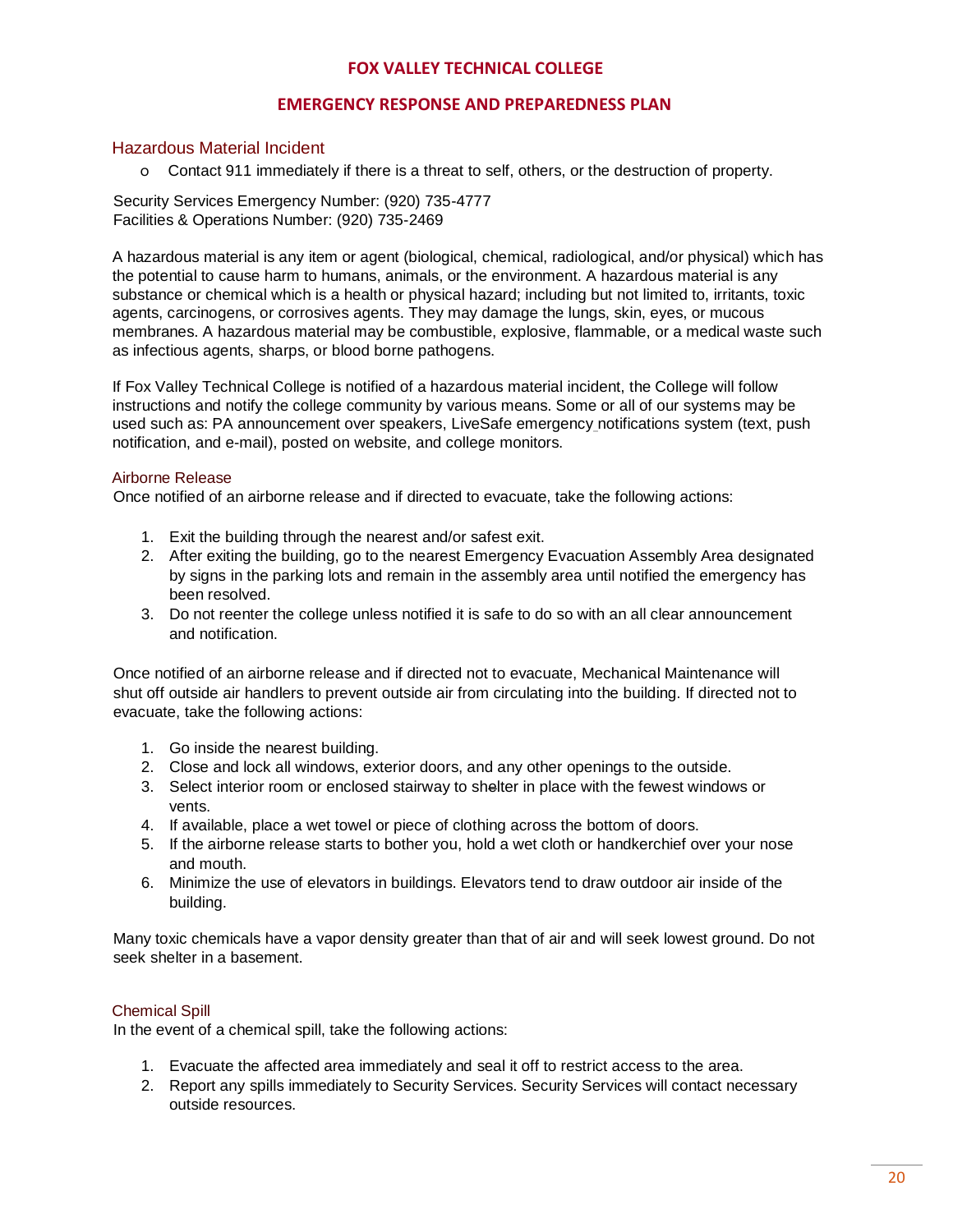# FOX VALLEY TECHNICAL COLLEGE

## EMERGENCY RESPONSE AND PREPAREDNESS PLAN

## Hazardous Material Incident

- Contact 911 immediately if there is a threat to self, others, or the destruction of property.

Security Services Emergency Number: (920) 735-4777
Facilities & Operations Number: (920) 735-2469

A hazardous material is any item or agent (biological, chemical, radiological, and/or physical) which has the potential to cause harm to humans, animals, or the environment. A hazardous material is any substance or chemical which is a health or physical hazard; including but not limited to, irritants, toxic agents, carcinogens, or corrosives agents. They may damage the lungs, skin, eyes, or mucous membranes. A hazardous material may be combustible, explosive, flammable, or a medical waste such as infectious agents, sharps, or blood borne pathogens.

If Fox Valley Technical College is notified of a hazardous material incident, the College will follow instructions and notify the college community by various means. Some or all of our systems may be used such as: PA announcement over speakers, LiveSafe emergency notifications system (text, push notification, and e-mail), posted on website, and college monitors.

### Airborne Release

Once notified of an airborne release and if directed to evacuate, take the following actions:

1. Exit the building through the nearest and/or safest exit.
2. After exiting the building, go to the nearest Emergency Evacuation Assembly Area designated by signs in the parking lots and remain in the assembly area until notified the emergency has been resolved.
3. Do not reenter the college unless notified it is safe to do so with an all clear announcement and notification.

Once notified of an airborne release and if directed not to evacuate, Mechanical Maintenance will shut off outside air handlers to prevent outside air from circulating into the building. If directed not to evacuate, take the following actions:

1. Go inside the nearest building.
2. Close and lock all windows, exterior doors, and any other openings to the outside.
3. Select interior room or enclosed stairway to shelter in place with the fewest windows or vents.
4. If available, place a wet towel or piece of clothing across the bottom of doors.
5. If the airborne release starts to bother you, hold a wet cloth or handkerchief over your nose and mouth.
6. Minimize the use of elevators in buildings. Elevators tend to draw outdoor air inside of the building.

Many toxic chemicals have a vapor density greater than that of air and will seek lowest ground. Do not seek shelter in a basement.

### Chemical Spill

In the event of a chemical spill, take the following actions:

1. Evacuate the affected area immediately and seal it off to restrict access to the area.
2. Report any spills immediately to Security Services. Security Services will contact necessary outside resources.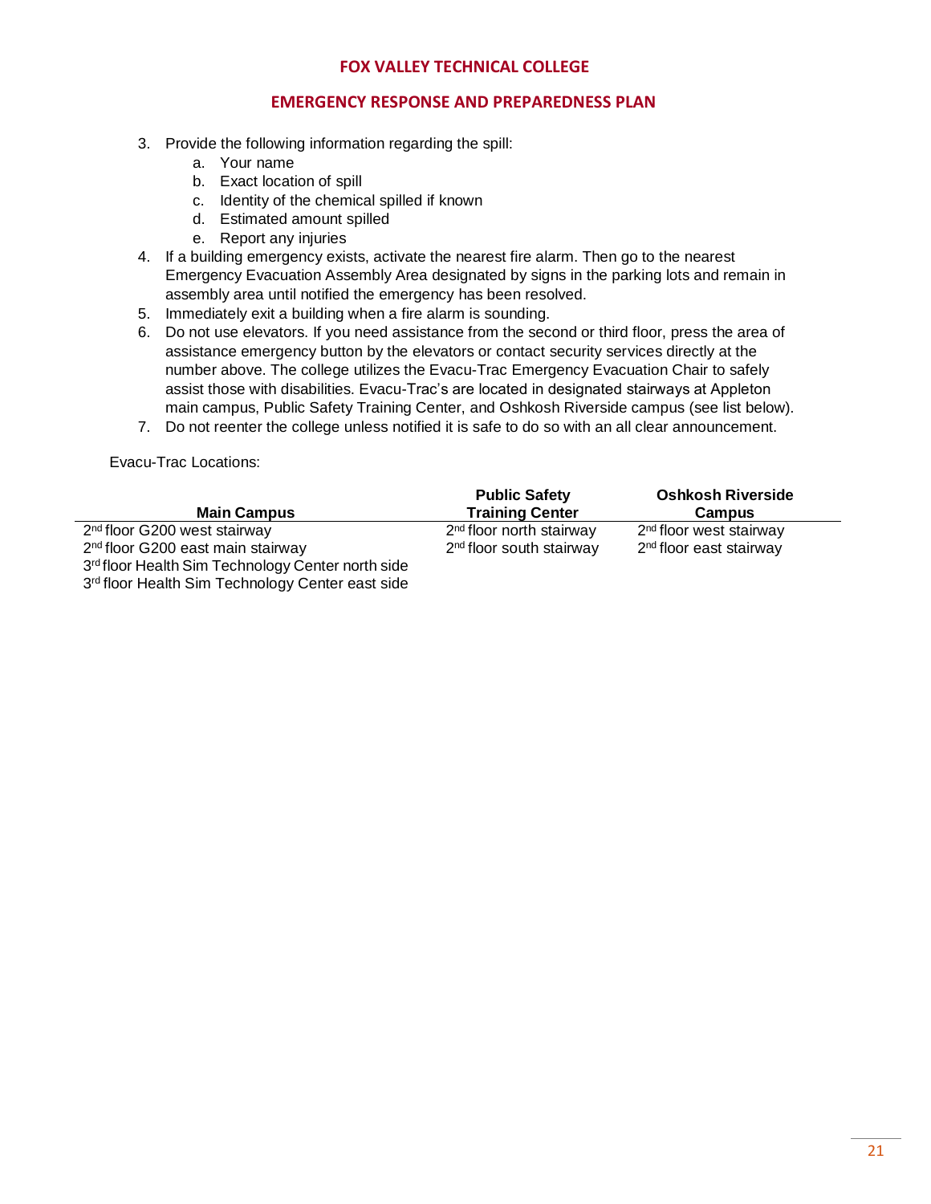3. Provide the following information regarding the spill:
    a. Your name
    b. Exact location of spill
    c. Identity of the chemical spilled if known
    d. Estimated amount spilled
    e. Report any injuries
4. If a building emergency exists, activate the nearest fire alarm. Then go to the nearest Emergency Evacuation Assembly Area designated by signs in the parking lots and remain in assembly area until notified the emergency has been resolved.
5. Immediately exit a building when a fire alarm is sounding.
6. Do not use elevators. If you need assistance from the second or third floor, press the area of assistance emergency button by the elevators or contact security services directly at the number above. The college utilizes the Evacu-Trac Emergency Evacuation Chair to safely assist those with disabilities. Evacu-Trac's are located in designated stairways at Appleton main campus, Public Safety Training Center, and Oshkosh Riverside campus (see list below).
7. Do not reenter the college unless notified it is safe to do so with an all clear announcement.

Evacu-Trac Locations:

| Main Campus | Public Safety Training Center | Oshkosh Riverside Campus |
|---|---|---|
| 2nd floor G200 west stairway | 2nd floor north stairway | 2nd floor west stairway |
| 2nd floor G200 east main stairway | 2nd floor south stairway | 2nd floor east stairway |
| 3rd floor Health Sim Technology Center north side | | |
| 3rd floor Health Sim Technology Center east side | | |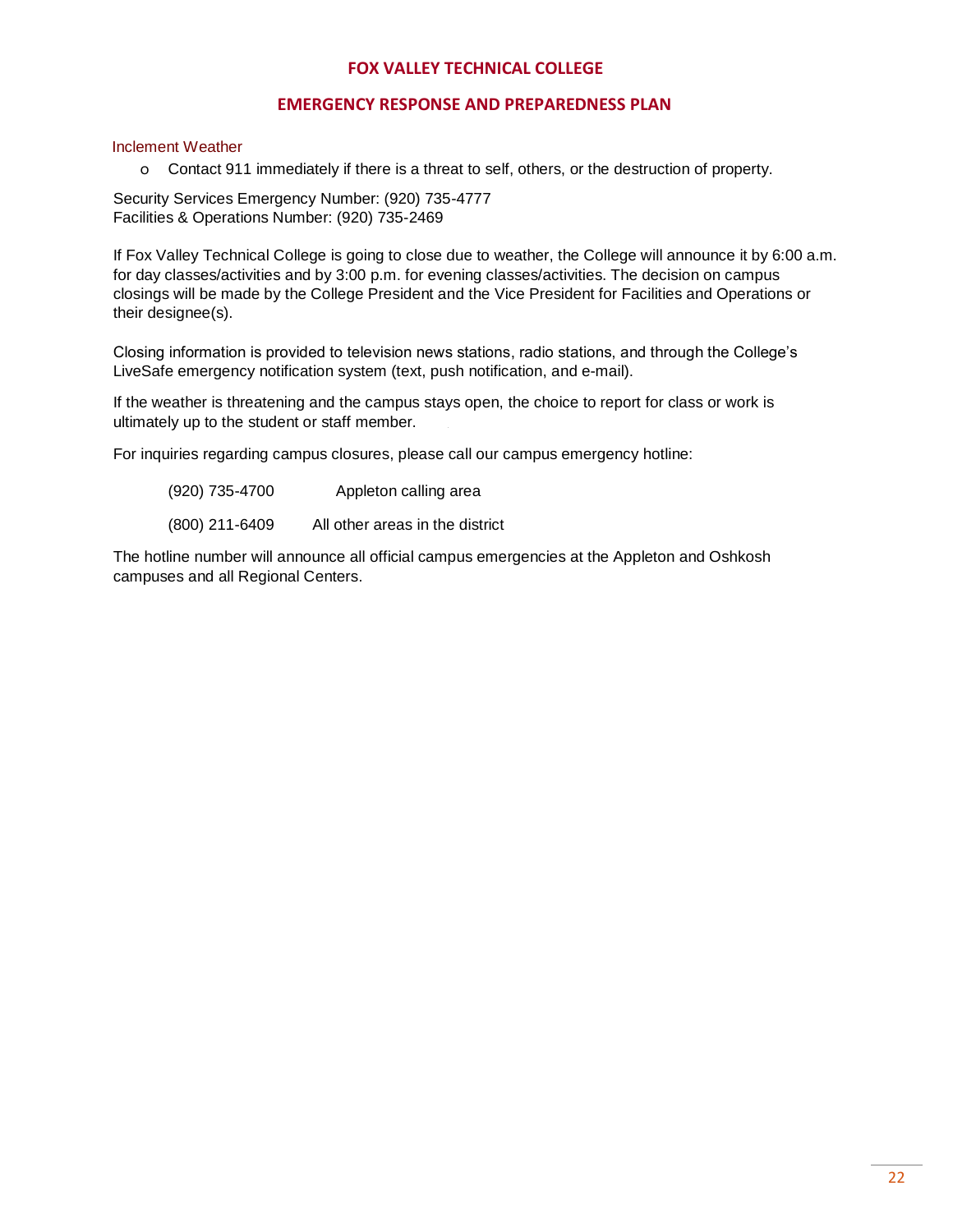## Inclement Weather

- Contact 911 immediately if there is a threat to self, others, or the destruction of property.

Security Services Emergency Number: (920) 735-4777
Facilities & Operations Number: (920) 735-2469

If Fox Valley Technical College is going to close due to weather, the College will announce it by 6:00 a.m. for day classes/activities and by 3:00 p.m. for evening classes/activities. The decision on campus closings will be made by the College President and the Vice President for Facilities and Operations or their designee(s).

Closing information is provided to television news stations, radio stations, and through the College's LiveSafe emergency notification system (text, push notification, and e-mail).

If the weather is threatening and the campus stays open, the choice to report for class or work is ultimately up to the student or staff member.

For inquiries regarding campus closures, please call our campus emergency hotline:

(920) 735-4700 Appleton calling area

(800) 211-6409 All other areas in the district

The hotline number will announce all official campus emergencies at the Appleton and Oshkosh campuses and all Regional Centers.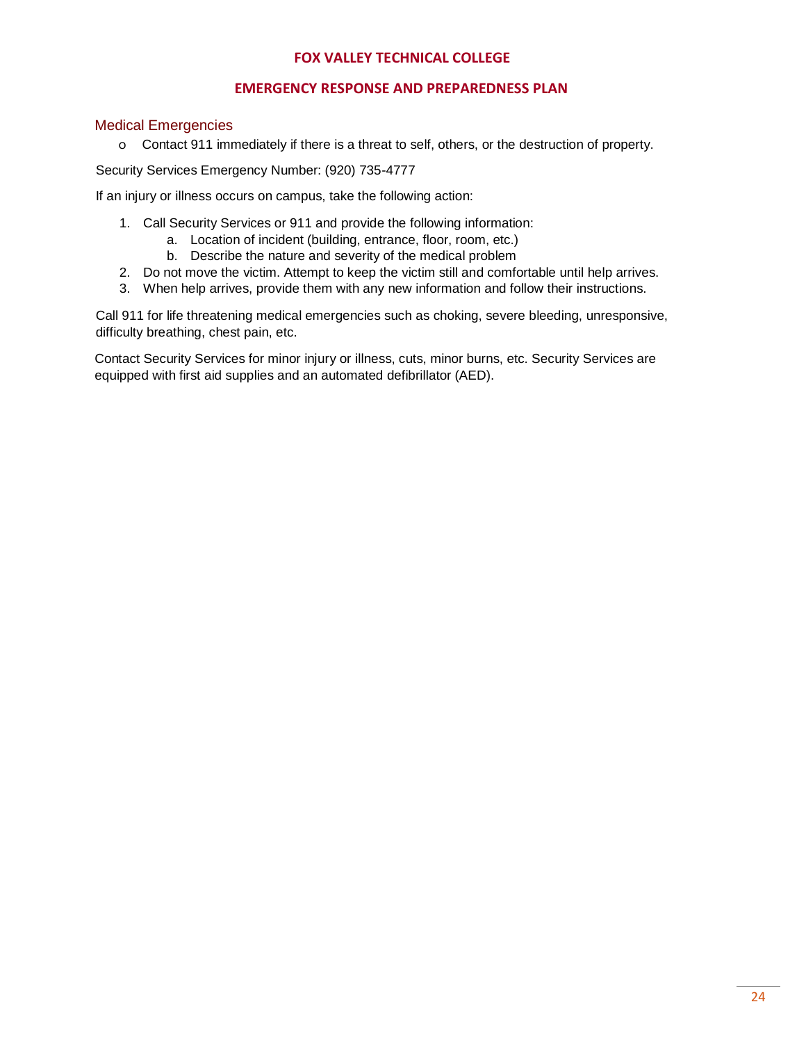## Medical Emergencies

- Contact 911 immediately if there is a threat to self, others, or the destruction of property.

Security Services Emergency Number: (920) 735-4777

If an injury or illness occurs on campus, take the following action:

1. Call Security Services or 911 and provide the following information:
   a. Location of incident (building, entrance, floor, room, etc.)
   b. Describe the nature and severity of the medical problem
2. Do not move the victim. Attempt to keep the victim still and comfortable until help arrives.
3. When help arrives, provide them with any new information and follow their instructions.

Call 911 for life threatening medical emergencies such as choking, severe bleeding, unresponsive, difficulty breathing, chest pain, etc.

Contact Security Services for minor injury or illness, cuts, minor burns, etc. Security Services are equipped with first aid supplies and an automated defibrillator (AED).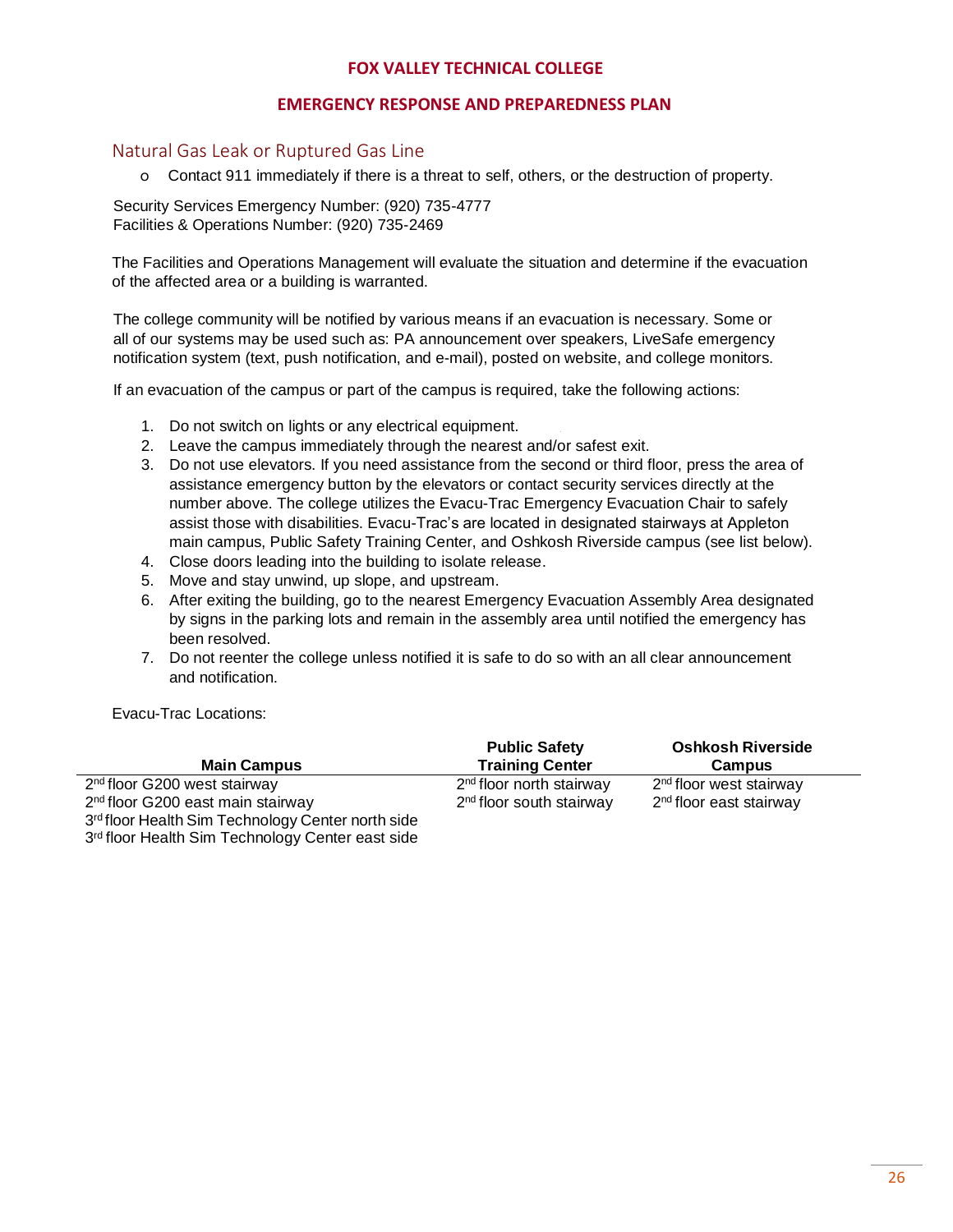## Natural Gas Leak or Ruptured Gas Line

- Contact 911 immediately if there is a threat to self, others, or the destruction of property.

Security Services Emergency Number: (920) 735-4777
Facilities & Operations Number: (920) 735-2469

The Facilities and Operations Management will evaluate the situation and determine if the evacuation of the affected area or a building is warranted.

The college community will be notified by various means if an evacuation is necessary. Some or all of our systems may be used such as: PA announcement over speakers, LiveSafe emergency notification system (text, push notification, and e-mail), posted on website, and college monitors.

If an evacuation of the campus or part of the campus is required, take the following actions:

1. Do not switch on lights or any electrical equipment.
2. Leave the campus immediately through the nearest and/or safest exit.
3. Do not use elevators. If you need assistance from the second or third floor, press the area of assistance emergency button by the elevators or contact security services directly at the number above. The college utilizes the Evacu-Trac Emergency Evacuation Chair to safely assist those with disabilities. Evacu-Trac's are located in designated stairways at Appleton main campus, Public Safety Training Center, and Oshkosh Riverside campus (see list below).
4. Close doors leading into the building to isolate release.
5. Move and stay unwind, up slope, and upstream.
6. After exiting the building, go to the nearest Emergency Evacuation Assembly Area designated by signs in the parking lots and remain in the assembly area until notified the emergency has been resolved.
7. Do not reenter the college unless notified it is safe to do so with an all clear announcement and notification.

Evacu-Trac Locations:

| Main Campus | Public Safety Training Center | Oshkosh Riverside Campus |
|---|---|---|
| 2nd floor G200 west stairway | 2nd floor north stairway | 2nd floor west stairway |
| 2nd floor G200 east main stairway | 2nd floor south stairway | 2nd floor east stairway |
| 3rd floor Health Sim Technology Center north side | | |
| 3rd floor Health Sim Technology Center east side | | |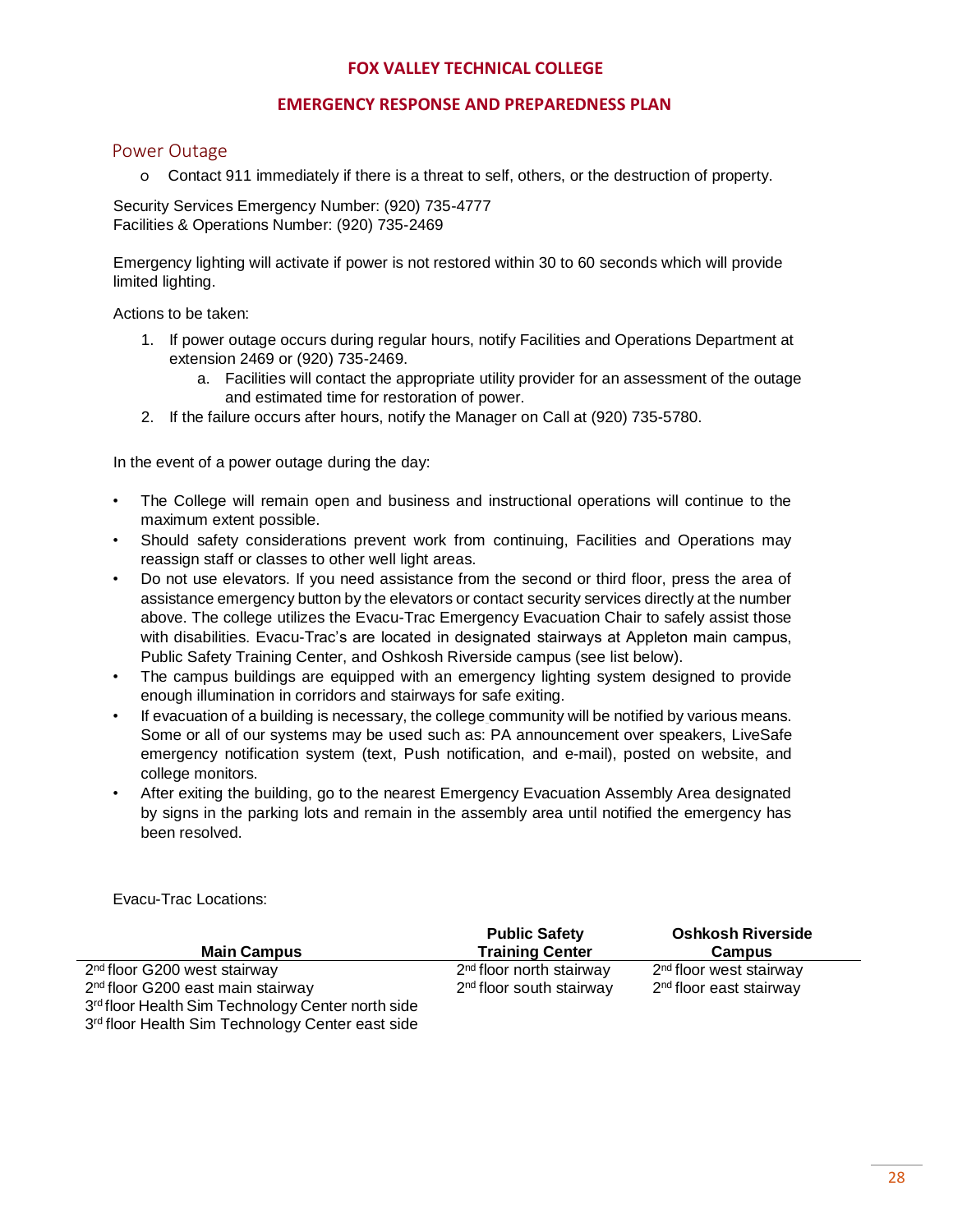# FOX VALLEY TECHNICAL COLLEGE

## EMERGENCY RESPONSE AND PREPAREDNESS PLAN

### Power Outage

- Contact 911 immediately if there is a threat to self, others, or the destruction of property.

Security Services Emergency Number: (920) 735-4777
Facilities & Operations Number: (920) 735-2469

Emergency lighting will activate if power is not restored within 30 to 60 seconds which will provide limited lighting.

Actions to be taken:

1. If power outage occurs during regular hours, notify Facilities and Operations Department at extension 2469 or (920) 735-2469.
   a. Facilities will contact the appropriate utility provider for an assessment of the outage and estimated time for restoration of power.
2. If the failure occurs after hours, notify the Manager on Call at (920) 735-5780.

In the event of a power outage during the day:

- The College will remain open and business and instructional operations will continue to the maximum extent possible.
- Should safety considerations prevent work from continuing, Facilities and Operations may reassign staff or classes to other well light areas.
- Do not use elevators. If you need assistance from the second or third floor, press the area of assistance emergency button by the elevators or contact security services directly at the number above. The college utilizes the Evacu-Trac Emergency Evacuation Chair to safely assist those with disabilities. Evacu-Trac's are located in designated stairways at Appleton main campus, Public Safety Training Center, and Oshkosh Riverside campus (see list below).
- The campus buildings are equipped with an emergency lighting system designed to provide enough illumination in corridors and stairways for safe exiting.
- If evacuation of a building is necessary, the college community will be notified by various means. Some or all of our systems may be used such as: PA announcement over speakers, LiveSafe emergency notification system (text, Push notification, and e-mail), posted on website, and college monitors.
- After exiting the building, go to the nearest Emergency Evacuation Assembly Area designated by signs in the parking lots and remain in the assembly area until notified the emergency has been resolved.

Evacu-Trac Locations:

| Main Campus | Public Safety Training Center | Oshkosh Riverside Campus |
|---|---|---|
| 2nd floor G200 west stairway | 2nd floor north stairway | 2nd floor west stairway |
| 2nd floor G200 east main stairway | 2nd floor south stairway | 2nd floor east stairway |
| 3rd floor Health Sim Technology Center north side | | |
| 3rd floor Health Sim Technology Center east side | | |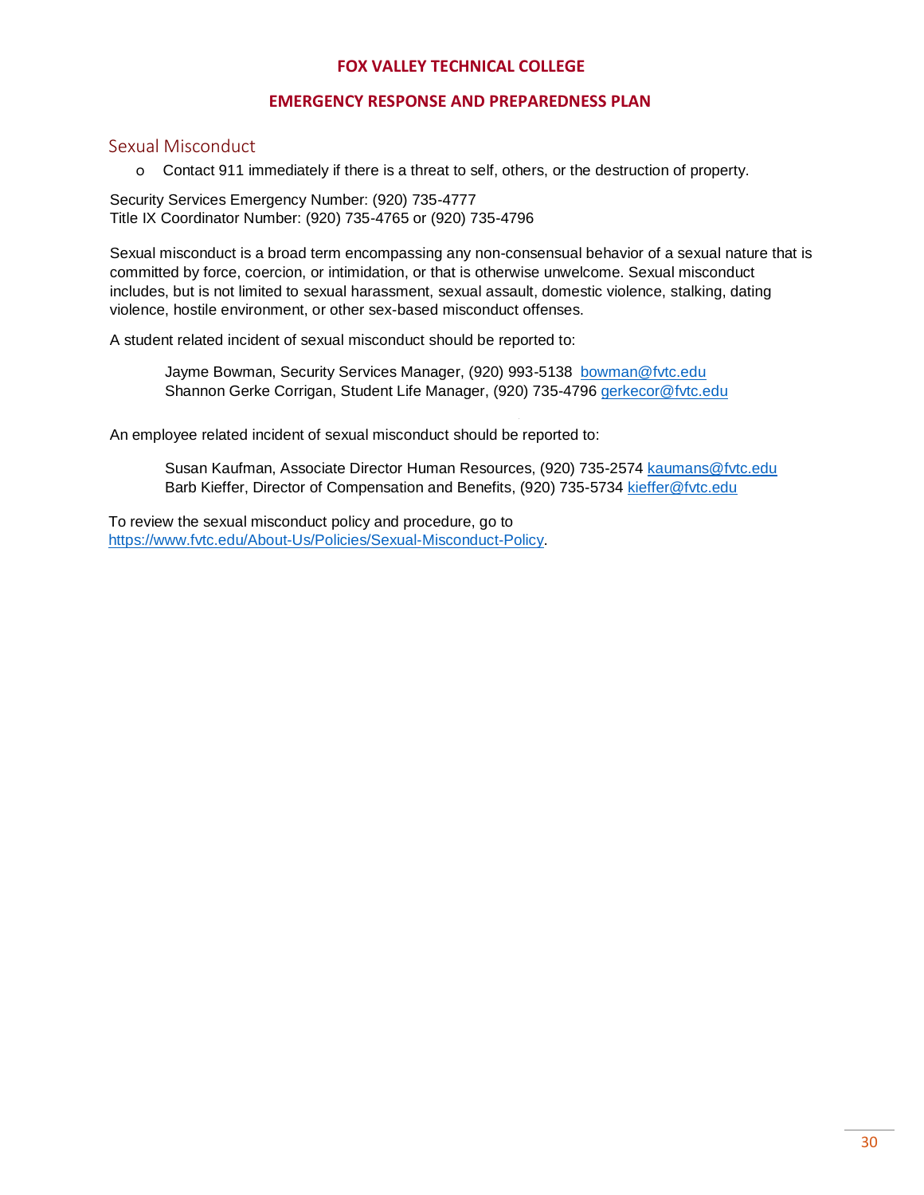## Sexual Misconduct

- Contact 911 immediately if there is a threat to self, others, or the destruction of property.

Security Services Emergency Number: (920) 735-4777
Title IX Coordinator Number: (920) 735-4765 or (920) 735-4796

Sexual misconduct is a broad term encompassing any non-consensual behavior of a sexual nature that is committed by force, coercion, or intimidation, or that is otherwise unwelcome. Sexual misconduct includes, but is not limited to sexual harassment, sexual assault, domestic violence, stalking, dating violence, hostile environment, or other sex-based misconduct offenses.

A student related incident of sexual misconduct should be reported to:

> Jayme Bowman, Security Services Manager, (920) 993-5138 bowman@fvtc.edu
> Shannon Gerke Corrigan, Student Life Manager, (920) 735-4796 gerkecor@fvtc.edu

An employee related incident of sexual misconduct should be reported to:

> Susan Kaufman, Associate Director Human Resources, (920) 735-2574 kaumans@fvtc.edu
> Barb Kieffer, Director of Compensation and Benefits, (920) 735-5734 kieffer@fvtc.edu

To review the sexual misconduct policy and procedure, go to https://www.fvtc.edu/About-Us/Policies/Sexual-Misconduct-Policy.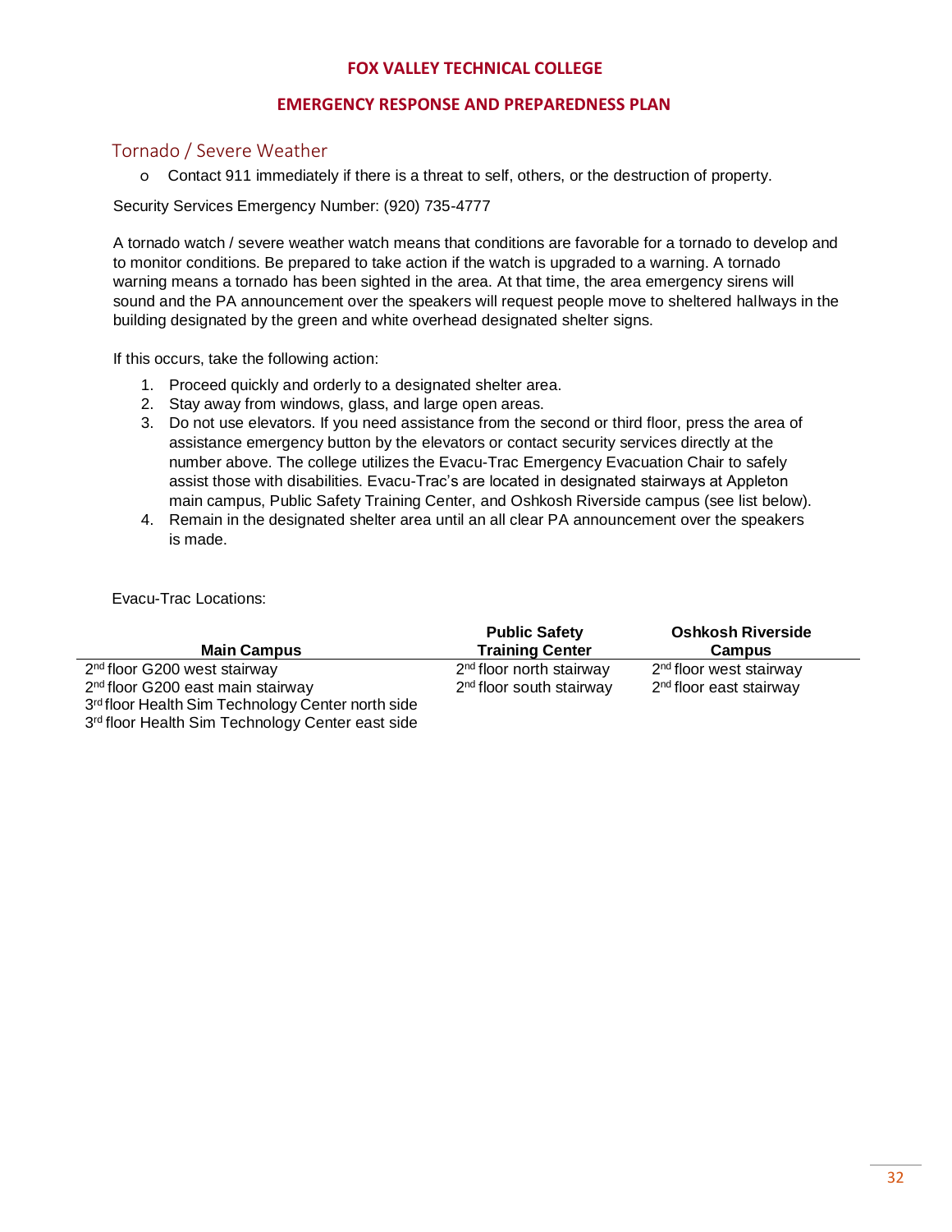## Tornado / Severe Weather

- Contact 911 immediately if there is a threat to self, others, or the destruction of property.

Security Services Emergency Number: (920) 735-4777

A tornado watch / severe weather watch means that conditions are favorable for a tornado to develop and to monitor conditions. Be prepared to take action if the watch is upgraded to a warning. A tornado warning means a tornado has been sighted in the area. At that time, the area emergency sirens will sound and the PA announcement over the speakers will request people move to sheltered hallways in the building designated by the green and white overhead designated shelter signs.

If this occurs, take the following action:

1. Proceed quickly and orderly to a designated shelter area.
2. Stay away from windows, glass, and large open areas.
3. Do not use elevators. If you need assistance from the second or third floor, press the area of assistance emergency button by the elevators or contact security services directly at the number above. The college utilizes the Evacu-Trac Emergency Evacuation Chair to safely assist those with disabilities. Evacu-Trac's are located in designated stairways at Appleton main campus, Public Safety Training Center, and Oshkosh Riverside campus (see list below).
4. Remain in the designated shelter area until an all clear PA announcement over the speakers is made.

Evacu-Trac Locations:

| Main Campus | Public Safety Training Center | Oshkosh Riverside Campus |
|---|---|---|
| 2nd floor G200 west stairway | 2nd floor north stairway | 2nd floor west stairway |
| 2nd floor G200 east main stairway | 2nd floor south stairway | 2nd floor east stairway |
| 3rd floor Health Sim Technology Center north side | | |
| 3rd floor Health Sim Technology Center east side | | |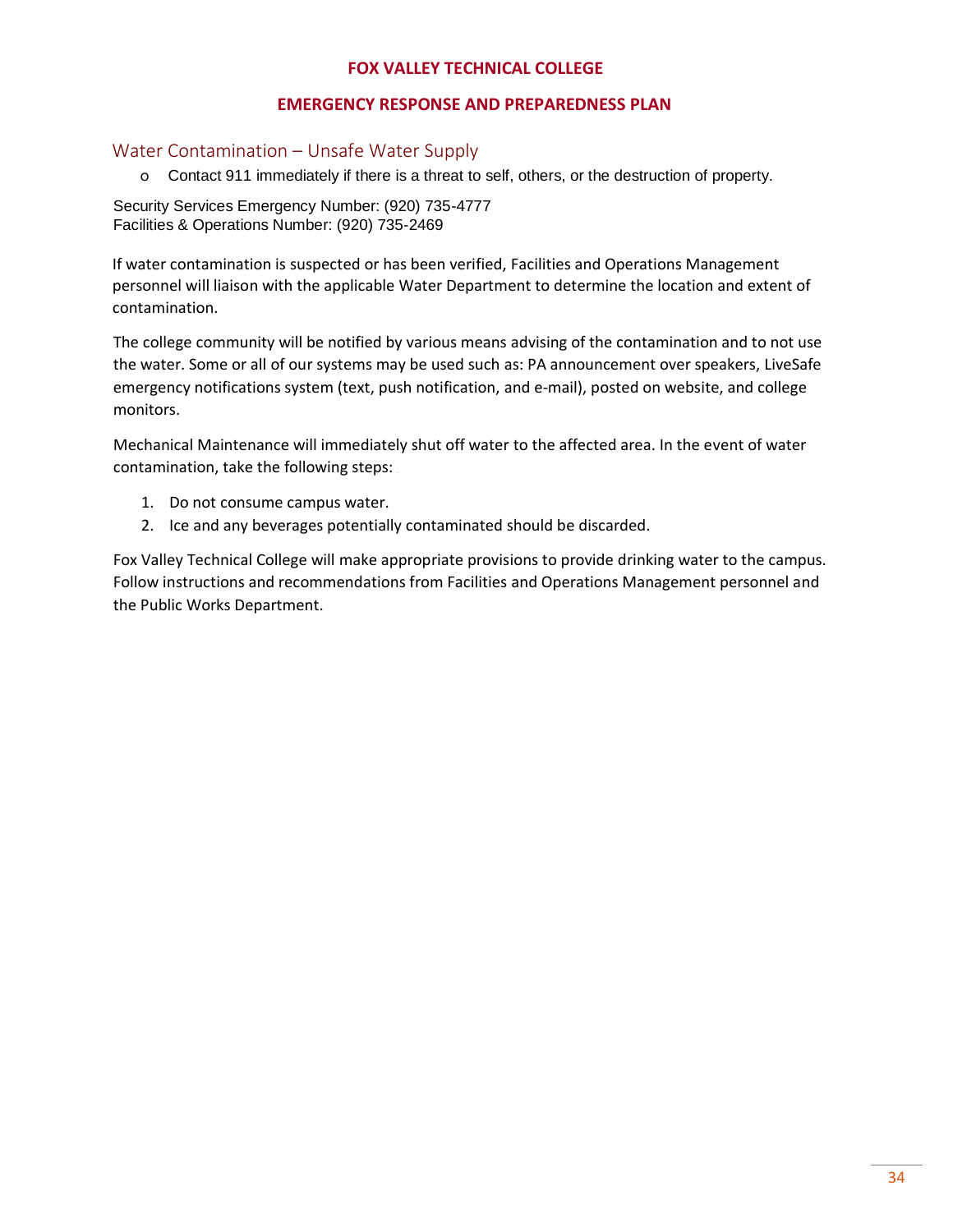## Water Contamination – Unsafe Water Supply

- Contact 911 immediately if there is a threat to self, others, or the destruction of property.

Security Services Emergency Number: (920) 735-4777
Facilities & Operations Number: (920) 735-2469

If water contamination is suspected or has been verified, Facilities and Operations Management personnel will liaison with the applicable Water Department to determine the location and extent of contamination.

The college community will be notified by various means advising of the contamination and to not use the water. Some or all of our systems may be used such as: PA announcement over speakers, LiveSafe emergency notifications system (text, push notification, and e-mail), posted on website, and college monitors.

Mechanical Maintenance will immediately shut off water to the affected area. In the event of water contamination, take the following steps:

1. Do not consume campus water.
2. Ice and any beverages potentially contaminated should be discarded.

Fox Valley Technical College will make appropriate provisions to provide drinking water to the campus. Follow instructions and recommendations from Facilities and Operations Management personnel and the Public Works Department.